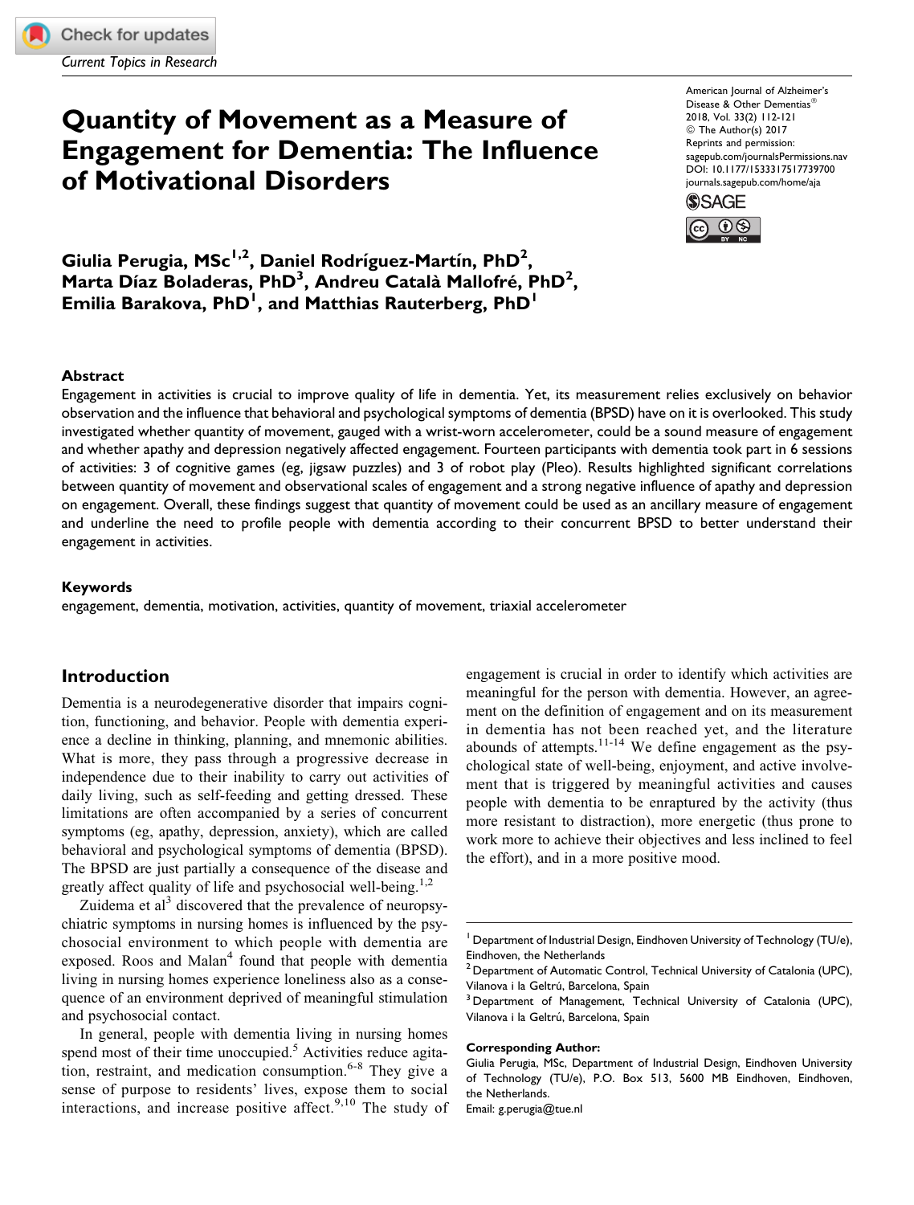# Quantity of Movement as a Measure of Engagement for Dementia: The Influence of Motivational Disorders

**Giulia Perugia, MSc[1,2], Daniel Rodríguez-Martín, PhD[2], Marta Díaz Boladeras, PhD[3], Andreu Català Mallofré, PhD[2], Emilia Barakova, PhD[1], and Matthias Rauterberg, PhD[1]**

## Abstract

Engagement in activities is crucial to improve quality of life in dementia. Yet, its measurement relies exclusively on behavior observation and the influence that behavioral and psychological symptoms of dementia (BPSD) have on it is overlooked. This study investigated whether quantity of movement, gauged with a wrist-worn accelerometer, could be a sound measure of engagement and whether apathy and depression negatively affected engagement. Fourteen participants with dementia took part in 6 sessions of activities: 3 of cognitive games (eg, jigsaw puzzles) and 3 of robot play (Pleo). Results highlighted significant correlations between quantity of movement and observational scales of engagement and a strong negative influence of apathy and depression on engagement. Overall, these findings suggest that quantity of movement could be used as an ancillary measure of engagement and underline the need to profile people with dementia according to their concurrent BPSD to better understand their engagement in activities.

### Keywords

engagement, dementia, motivation, activities, quantity of movement, triaxial accelerometer

## Introduction

Dementia is a neurodegenerative disorder that impairs cognition, functioning, and behavior. People with dementia experience a decline in thinking, planning, and mnemonic abilities. What is more, they pass through a progressive decrease in independence due to their inability to carry out activities of daily living, such as self-feeding and getting dressed. These limitations are often accompanied by a series of concurrent symptoms (eg, apathy, depression, anxiety), which are called behavioral and psychological symptoms of dementia (BPSD). The BPSD are just partially a consequence of the disease and greatly affect quality of life and psychosocial well-being.[1,2]

Zuidema et al[3] discovered that the prevalence of neuropsychiatric symptoms in nursing homes is influenced by the psychosocial environment to which people with dementia are exposed. Roos and Malan[4] found that people with dementia living in nursing homes experience loneliness also as a consequence of an environment deprived of meaningful stimulation and psychosocial contact.

In general, people with dementia living in nursing homes spend most of their time unoccupied.[5] Activities reduce agitation, restraint, and medication consumption.[6-8] They give a sense of purpose to residents' lives, expose them to social interactions, and increase positive affect.[9,10] The study of engagement is crucial in order to identify which activities are meaningful for the person with dementia. However, an agreement on the definition of engagement and on its measurement in dementia has not been reached yet, and the literature abounds of attempts.[11-14] We define engagement as the psychological state of well-being, enjoyment, and active involvement that is triggered by meaningful activities and causes people with dementia to be enraptured by the activity (thus more resistant to distraction), more energetic (thus prone to work more to achieve their objectives and less inclined to feel the effort), and in a more positive mood.

---

[1] Department of Industrial Design, Eindhoven University of Technology (TU/e), Eindhoven, the Netherlands
[2] Department of Automatic Control, Technical University of Catalonia (UPC), Vilanova i la Geltrú, Barcelona, Spain
[3] Department of Management, Technical University of Catalonia (UPC), Vilanova i la Geltrú, Barcelona, Spain

**Corresponding Author:**
Giulia Perugia, MSc, Department of Industrial Design, Eindhoven University of Technology (TU/e), P.O. Box 513, 5600 MB Eindhoven, Eindhoven, the Netherlands.
Email: g.perugia@tue.nl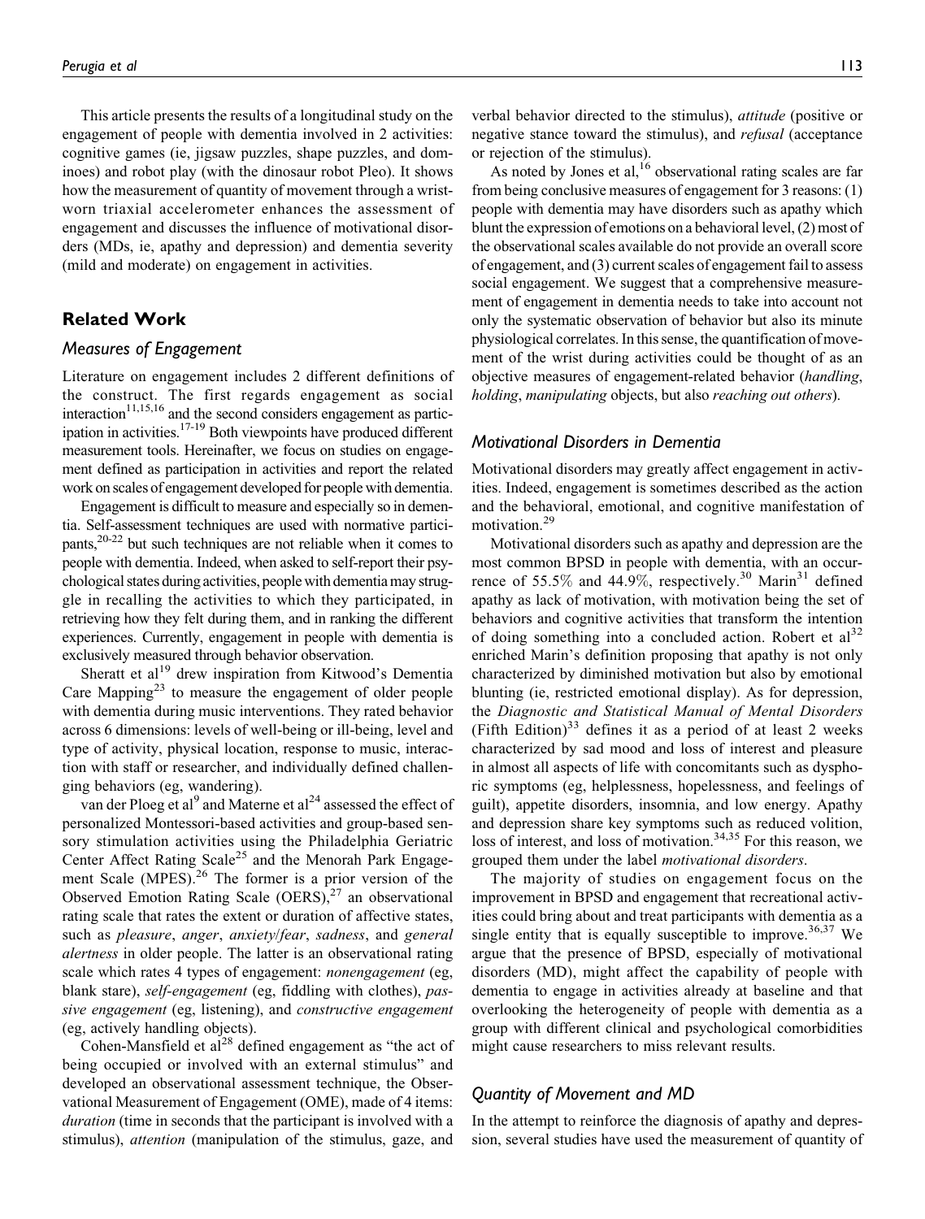This article presents the results of a longitudinal study on the engagement of people with dementia involved in 2 activities: cognitive games (ie, jigsaw puzzles, shape puzzles, and dominoes) and robot play (with the dinosaur robot Pleo). It shows how the measurement of quantity of movement through a wrist-worn triaxial accelerometer enhances the assessment of engagement and discusses the influence of motivational disorders (MDs, ie, apathy and depression) and dementia severity (mild and moderate) on engagement in activities.

## Related Work

### Measures of Engagement

Literature on engagement includes 2 different definitions of the construct. The first regards engagement as social interaction[11,15,16] and the second considers engagement as participation in activities.[17-19] Both viewpoints have produced different measurement tools. Hereinafter, we focus on studies on engagement defined as participation in activities and report the related work on scales of engagement developed for people with dementia.

Engagement is difficult to measure and especially so in dementia. Self-assessment techniques are used with normative participants,[20-22] but such techniques are not reliable when it comes to people with dementia. Indeed, when asked to self-report their psychological states during activities, people with dementia may struggle in recalling the activities to which they participated, in retrieving how they felt during them, and in ranking the different experiences. Currently, engagement in people with dementia is exclusively measured through behavior observation.

Sheratt et al[19] drew inspiration from Kitwood's Dementia Care Mapping[23] to measure the engagement of older people with dementia during music interventions. They rated behavior across 6 dimensions: levels of well-being or ill-being, level and type of activity, physical location, response to music, interaction with staff or researcher, and individually defined challenging behaviors (eg, wandering).

van der Ploeg et al[9] and Materne et al[24] assessed the effect of personalized Montessori-based activities and group-based sensory stimulation activities using the Philadelphia Geriatric Center Affect Rating Scale[25] and the Menorah Park Engagement Scale (MPES).[26] The former is a prior version of the Observed Emotion Rating Scale (OERS),[27] an observational rating scale that rates the extent or duration of affective states, such as *pleasure*, *anger*, *anxiety/fear*, *sadness*, and *general alertness* in older people. The latter is an observational rating scale which rates 4 types of engagement: *nonengagement* (eg, blank stare), *self-engagement* (eg, fiddling with clothes), *passive engagement* (eg, listening), and *constructive engagement* (eg, actively handling objects).

Cohen-Mansfield et al[28] defined engagement as "the act of being occupied or involved with an external stimulus" and developed an observational assessment technique, the Observational Measurement of Engagement (OME), made of 4 items: *duration* (time in seconds that the participant is involved with a stimulus), *attention* (manipulation of the stimulus, gaze, and verbal behavior directed to the stimulus), *attitude* (positive or negative stance toward the stimulus), and *refusal* (acceptance or rejection of the stimulus).

As noted by Jones et al,[16] observational rating scales are far from being conclusive measures of engagement for 3 reasons: (1) people with dementia may have disorders such as apathy which blunt the expression of emotions on a behavioral level, (2) most of the observational scales available do not provide an overall score of engagement, and (3) current scales of engagement fail to assess social engagement. We suggest that a comprehensive measurement of engagement in dementia needs to take into account not only the systematic observation of behavior but also its minute physiological correlates. In this sense, the quantification of movement of the wrist during activities could be thought of as an objective measures of engagement-related behavior (*handling*, *holding*, *manipulating* objects, but also *reaching out others*).

### Motivational Disorders in Dementia

Motivational disorders may greatly affect engagement in activities. Indeed, engagement is sometimes described as the action and the behavioral, emotional, and cognitive manifestation of motivation.[29]

Motivational disorders such as apathy and depression are the most common BPSD in people with dementia, with an occurrence of 55.5% and 44.9%, respectively.[30] Marin[31] defined apathy as lack of motivation, with motivation being the set of behaviors and cognitive activities that transform the intention of doing something into a concluded action. Robert et al[32] enriched Marin's definition proposing that apathy is not only characterized by diminished motivation but also by emotional blunting (ie, restricted emotional display). As for depression, the *Diagnostic and Statistical Manual of Mental Disorders* (Fifth Edition)[33] defines it as a period of at least 2 weeks characterized by sad mood and loss of interest and pleasure in almost all aspects of life with concomitants such as dysphoric symptoms (eg, helplessness, hopelessness, and feelings of guilt), appetite disorders, insomnia, and low energy. Apathy and depression share key symptoms such as reduced volition, loss of interest, and loss of motivation.[34,35] For this reason, we grouped them under the label *motivational disorders*.

The majority of studies on engagement focus on the improvement in BPSD and engagement that recreational activities could bring about and treat participants with dementia as a single entity that is equally susceptible to improve.[36,37] We argue that the presence of BPSD, especially of motivational disorders (MD), might affect the capability of people with dementia to engage in activities already at baseline and that overlooking the heterogeneity of people with dementia as a group with different clinical and psychological comorbidities might cause researchers to miss relevant results.

### Quantity of Movement and MD

In the attempt to reinforce the diagnosis of apathy and depression, several studies have used the measurement of quantity of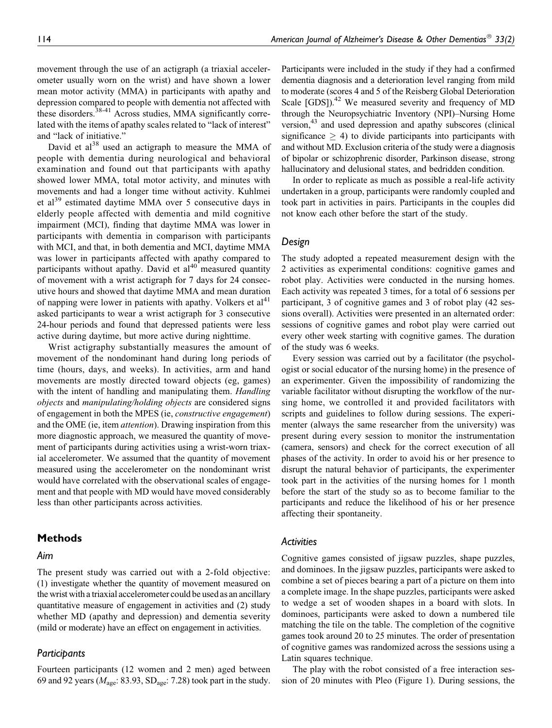movement through the use of an actigraph (a triaxial accelerometer usually worn on the wrist) and have shown a lower mean motor activity (MMA) in participants with apathy and depression compared to people with dementia not affected with these disorders.[38-41] Across studies, MMA significantly correlated with the items of apathy scales related to "lack of interest" and "lack of initiative."

David et al[38] used an actigraph to measure the MMA of people with dementia during neurological and behavioral examination and found out that participants with apathy showed lower MMA, total motor activity, and minutes with movements and had a longer time without activity. Kuhlmei et al[39] estimated daytime MMA over 5 consecutive days in elderly people affected with dementia and mild cognitive impairment (MCI), finding that daytime MMA was lower in participants with dementia in comparison with participants with MCI, and that, in both dementia and MCI, daytime MMA was lower in participants affected with apathy compared to participants without apathy. David et al[40] measured quantity of movement with a wrist actigraph for 7 days for 24 consecutive hours and showed that daytime MMA and mean duration of napping were lower in patients with apathy. Volkers et al[41] asked participants to wear a wrist actigraph for 3 consecutive 24-hour periods and found that depressed patients were less active during daytime, but more active during nighttime.

Wrist actigraphy substantially measures the amount of movement of the nondominant hand during long periods of time (hours, days, and weeks). In activities, arm and hand movements are mostly directed toward objects (eg, games) with the intent of handling and manipulating them. *Handling objects* and *manipulating/holding objects* are considered signs of engagement in both the MPES (ie, *constructive engagement*) and the OME (ie, item *attention*). Drawing inspiration from this more diagnostic approach, we measured the quantity of movement of participants during activities using a wrist-worn triaxial accelerometer. We assumed that the quantity of movement measured using the accelerometer on the nondominant wrist would have correlated with the observational scales of engagement and that people with MD would have moved considerably less than other participants across activities.

## Methods

### Aim

The present study was carried out with a 2-fold objective: (1) investigate whether the quantity of movement measured on the wrist with a triaxial accelerometer could be used as an ancillary quantitative measure of engagement in activities and (2) study whether MD (apathy and depression) and dementia severity (mild or moderate) have an effect on engagement in activities.

### Participants

Fourteen participants (12 women and 2 men) aged between 69 and 92 years ($M_{age}$: 83.93, $SD_{age}$: 7.28) took part in the study. Participants were included in the study if they had a confirmed dementia diagnosis and a deterioration level ranging from mild to moderate (scores 4 and 5 of the Reisberg Global Deterioration Scale [GDS]).[42] We measured severity and frequency of MD through the Neuropsychiatric Inventory (NPI)–Nursing Home version,[43] and used depression and apathy subscores (clinical significance $\geq$ 4) to divide participants into participants with and without MD. Exclusion criteria of the study were a diagnosis of bipolar or schizophrenic disorder, Parkinson disease, strong hallucinatory and delusional states, and bedridden condition.

In order to replicate as much as possible a real-life activity undertaken in a group, participants were randomly coupled and took part in activities in pairs. Participants in the couples did not know each other before the start of the study.

### Design

The study adopted a repeated measurement design with the 2 activities as experimental conditions: cognitive games and robot play. Activities were conducted in the nursing homes. Each activity was repeated 3 times, for a total of 6 sessions per participant, 3 of cognitive games and 3 of robot play (42 sessions overall). Activities were presented in an alternated order: sessions of cognitive games and robot play were carried out every other week starting with cognitive games. The duration of the study was 6 weeks.

Every session was carried out by a facilitator (the psychologist or social educator of the nursing home) in the presence of an experimenter. Given the impossibility of randomizing the variable facilitator without disrupting the workflow of the nursing home, we controlled it and provided facilitators with scripts and guidelines to follow during sessions. The experimenter (always the same researcher from the university) was present during every session to monitor the instrumentation (camera, sensors) and check for the correct execution of all phases of the activity. In order to avoid his or her presence to disrupt the natural behavior of participants, the experimenter took part in the activities of the nursing homes for 1 month before the start of the study so as to become familiar to the participants and reduce the likelihood of his or her presence affecting their spontaneity.

### Activities

Cognitive games consisted of jigsaw puzzles, shape puzzles, and dominoes. In the jigsaw puzzles, participants were asked to combine a set of pieces bearing a part of a picture on them into a complete image. In the shape puzzles, participants were asked to wedge a set of wooden shapes in a board with slots. In dominoes, participants were asked to down a numbered tile matching the tile on the table. The completion of the cognitive games took around 20 to 25 minutes. The order of presentation of cognitive games was randomized across the sessions using a Latin squares technique.

The play with the robot consisted of a free interaction session of 20 minutes with Pleo (Figure 1). During sessions, the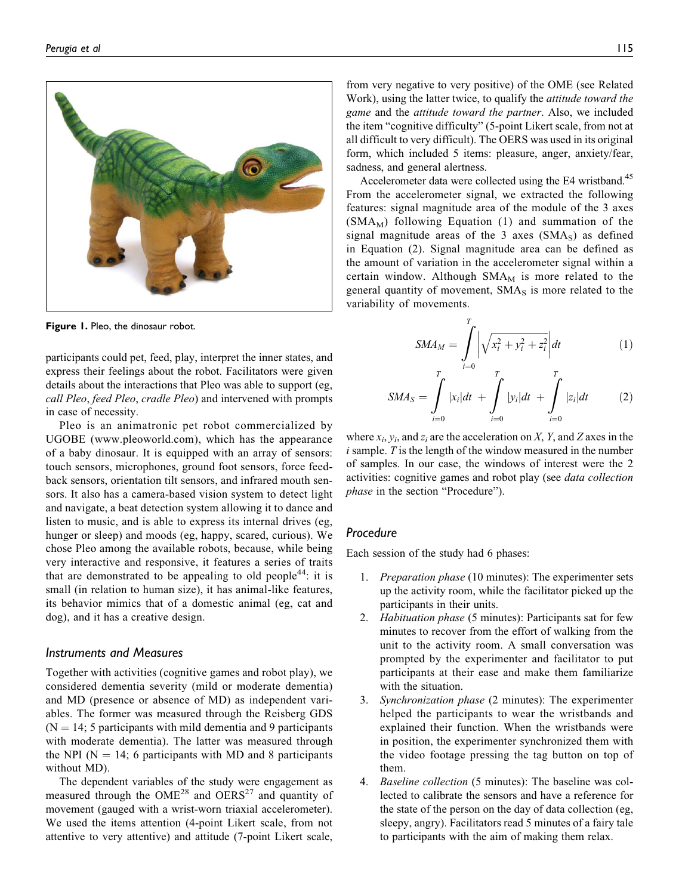Figure 1. Pleo, the dinosaur robot.

participants could pet, feed, play, interpret the inner states, and express their feelings about the robot. Facilitators were given details about the interactions that Pleo was able to support (eg, *call Pleo*, *feed Pleo*, *cradle Pleo*) and intervened with prompts in case of necessity.

Pleo is an animatronic pet robot commercialized by UGOBE (www.pleoworld.com), which has the appearance of a baby dinosaur. It is equipped with an array of sensors: touch sensors, microphones, ground foot sensors, force feedback sensors, orientation tilt sensors, and infrared mouth sensors. It also has a camera-based vision system to detect light and navigate, a beat detection system allowing it to dance and listen to music, and is able to express its internal drives (eg, hunger or sleep) and moods (eg, happy, scared, curious). We chose Pleo among the available robots, because, while being very interactive and responsive, it features a series of traits that are demonstrated to be appealing to old people[44]: it is small (in relation to human size), it has animal-like features, its behavior mimics that of a domestic animal (eg, cat and dog), and it has a creative design.

### Instruments and Measures

Together with activities (cognitive games and robot play), we considered dementia severity (mild or moderate dementia) and MD (presence or absence of MD) as independent variables. The former was measured through the Reisberg GDS (N = 14; 5 participants with mild dementia and 9 participants with moderate dementia). The latter was measured through the NPI (N = 14; 6 participants with MD and 8 participants without MD).

The dependent variables of the study were engagement as measured through the OME[28] and OERS[27] and quantity of movement (gauged with a wrist-worn triaxial accelerometer). We used the items attention (4-point Likert scale, from not attentive to very attentive) and attitude (7-point Likert scale, from very negative to very positive) of the OME (see Related Work), using the latter twice, to qualify the *attitude toward the game* and the *attitude toward the partner*. Also, we included the item "cognitive difficulty" (5-point Likert scale, from not at all difficult to very difficult). The OERS was used in its original form, which included 5 items: pleasure, anger, anxiety/fear, sadness, and general alertness.

Accelerometer data were collected using the E4 wristband.[45] From the accelerometer signal, we extracted the following features: signal magnitude area of the module of the 3 axes ($SMA_M$) following Equation (1) and summation of the signal magnitude areas of the 3 axes ($SMA_S$) as defined in Equation (2). Signal magnitude area can be defined as the amount of variation in the accelerometer signal within a certain window. Although $SMA_M$ is more related to the general quantity of movement, $SMA_S$ is more related to the variability of movements.

$$SMA_M = \int_{i=0}^{T} \left| \sqrt{x_i^2 + y_i^2 + z_i^2} \right| dt \tag{1}$$

$$SMA_S = \int_{i=0}^{T} |x_i| dt + \int_{i=0}^{T} |y_i| dt + \int_{i=0}^{T} |z_i| dt \tag{2}$$

where $x_i$, $y_i$, and $z_i$ are the acceleration on $X$, $Y$, and $Z$ axes in the $i$ sample. $T$ is the length of the window measured in the number of samples. In our case, the windows of interest were the 2 activities: cognitive games and robot play (see *data collection phase* in the section "Procedure").

### Procedure

Each session of the study had 6 phases:

1. *Preparation phase* (10 minutes): The experimenter sets up the activity room, while the facilitator picked up the participants in their units.
2. *Habituation phase* (5 minutes): Participants sat for few minutes to recover from the effort of walking from the unit to the activity room. A small conversation was prompted by the experimenter and facilitator to put participants at their ease and make them familiarize with the situation.
3. *Synchronization phase* (2 minutes): The experimenter helped the participants to wear the wristbands and explained their function. When the wristbands were in position, the experimenter synchronized them with the video footage pressing the tag button on top of them.
4. *Baseline collection* (5 minutes): The baseline was collected to calibrate the sensors and have a reference for the state of the person on the day of data collection (eg, sleepy, angry). Facilitators read 5 minutes of a fairy tale to participants with the aim of making them relax.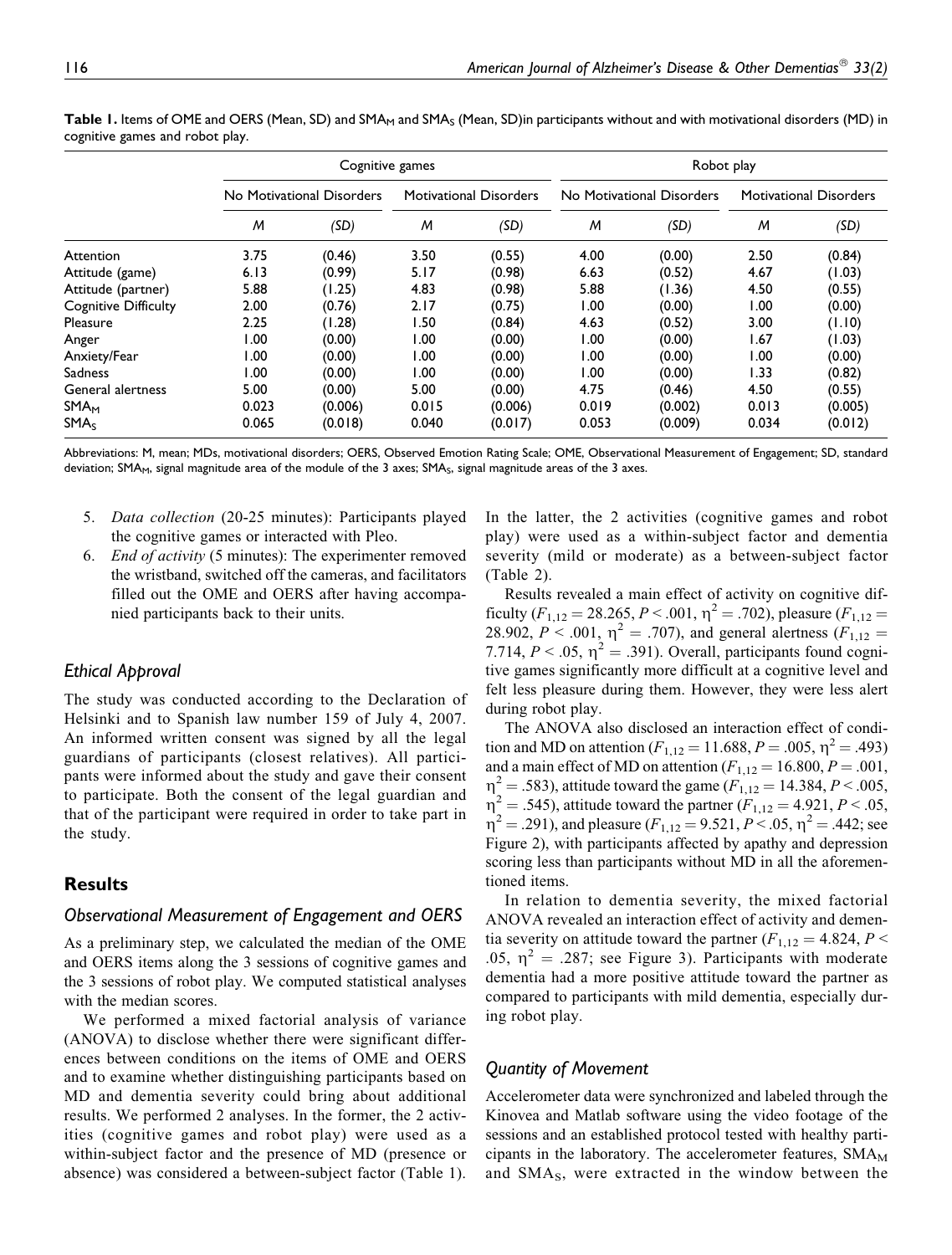**Table 1.** Items of OME and OERS (Mean, SD) and $SMA_M$ and $SMA_S$ (Mean, SD)in participants without and with motivational disorders (MD) in cognitive games and robot play.

| | Cognitive games | | | | Robot play | | | |
|---|---|---|---|---|---|---|---|---|
| | No Motivational Disorders | | Motivational Disorders | | No Motivational Disorders | | Motivational Disorders | |
| | *M* | *(SD)* | *M* | *(SD)* | *M* | *(SD)* | *M* | *(SD)* |
| Attention | 3.75 | (0.46) | 3.50 | (0.55) | 4.00 | (0.00) | 2.50 | (0.84) |
| Attitude (game) | 6.13 | (0.99) | 5.17 | (0.98) | 6.63 | (0.52) | 4.67 | (1.03) |
| Attitude (partner) | 5.88 | (1.25) | 4.83 | (0.98) | 5.88 | (1.36) | 4.50 | (0.55) |
| Cognitive Difficulty | 2.00 | (0.76) | 2.17 | (0.75) | 1.00 | (0.00) | 1.00 | (0.00) |
| Pleasure | 2.25 | (1.28) | 1.50 | (0.84) | 4.63 | (0.52) | 3.00 | (1.10) |
| Anger | 1.00 | (0.00) | 1.00 | (0.00) | 1.00 | (0.00) | 1.67 | (1.03) |
| Anxiety/Fear | 1.00 | (0.00) | 1.00 | (0.00) | 1.00 | (0.00) | 1.00 | (0.00) |
| Sadness | 1.00 | (0.00) | 1.00 | (0.00) | 1.00 | (0.00) | 1.33 | (0.82) |
| General alertness | 5.00 | (0.00) | 5.00 | (0.00) | 4.75 | (0.46) | 4.50 | (0.55) |
| $SMA_M$ | 0.023 | (0.006) | 0.015 | (0.006) | 0.019 | (0.002) | 0.013 | (0.005) |
| $SMA_S$ | 0.065 | (0.018) | 0.040 | (0.017) | 0.053 | (0.009) | 0.034 | (0.012) |

Abbreviations: M, mean; MDs, motivational disorders; OERS, Observed Emotion Rating Scale; OME, Observational Measurement of Engagement; SD, standard deviation; $SMA_M$, signal magnitude area of the module of the 3 axes; $SMA_S$, signal magnitude areas of the 3 axes.

5. *Data collection* (20-25 minutes): Participants played the cognitive games or interacted with Pleo.
6. *End of activity* (5 minutes): The experimenter removed the wristband, switched off the cameras, and facilitators filled out the OME and OERS after having accompanied participants back to their units.

### Ethical Approval

The study was conducted according to the Declaration of Helsinki and to Spanish law number 159 of July 4, 2007. An informed written consent was signed by all the legal guardians of participants (closest relatives). All participants were informed about the study and gave their consent to participate. Both the consent of the legal guardian and that of the participant were required in order to take part in the study.

## Results

### Observational Measurement of Engagement and OERS

As a preliminary step, we calculated the median of the OME and OERS items along the 3 sessions of cognitive games and the 3 sessions of robot play. We computed statistical analyses with the median scores.

We performed a mixed factorial analysis of variance (ANOVA) to disclose whether there were significant differences between conditions on the items of OME and OERS and to examine whether distinguishing participants based on MD and dementia severity could bring about additional results. We performed 2 analyses. In the former, the 2 activities (cognitive games and robot play) were used as a within-subject factor and the presence of MD (presence or absence) was considered a between-subject factor (Table 1). In the latter, the 2 activities (cognitive games and robot play) were used as a within-subject factor and dementia severity (mild or moderate) as a between-subject factor (Table 2).

Results revealed a main effect of activity on cognitive difficulty ($F_{1,12} = 28.265$, $P < .001$, $\eta^2 = .702$), pleasure ($F_{1,12} = 28.902$, $P < .001$, $\eta^2 = .707$), and general alertness ($F_{1,12} = 7.714$, $P < .05$, $\eta^2 = .391$). Overall, participants found cognitive games significantly more difficult at a cognitive level and felt less pleasure during them. However, they were less alert during robot play.

The ANOVA also disclosed an interaction effect of condition and MD on attention ($F_{1,12} = 11.688$, $P = .005$, $\eta^2 = .493$) and a main effect of MD on attention ($F_{1,12} = 16.800$, $P = .001$, $\eta^2 = .583$), attitude toward the game ($F_{1,12} = 14.384$, $P < .005$, $\eta^2 = .545$), attitude toward the partner ($F_{1,12} = 4.921$, $P < .05$, $\eta^2 = .291$), and pleasure ($F_{1,12} = 9.521$, $P < .05$, $\eta^2 = .442$; see Figure 2), with participants affected by apathy and depression scoring less than participants without MD in all the aforementioned items.

In relation to dementia severity, the mixed factorial ANOVA revealed an interaction effect of activity and dementia severity on attitude toward the partner ($F_{1,12} = 4.824$, $P < .05$, $\eta^2 = .287$; see Figure 3). Participants with moderate dementia had a more positive attitude toward the partner as compared to participants with mild dementia, especially during robot play.

### Quantity of Movement

Accelerometer data were synchronized and labeled through the Kinovea and Matlab software using the video footage of the sessions and an established protocol tested with healthy participants in the laboratory. The accelerometer features, $SMA_M$ and $SMA_S$, were extracted in the window between the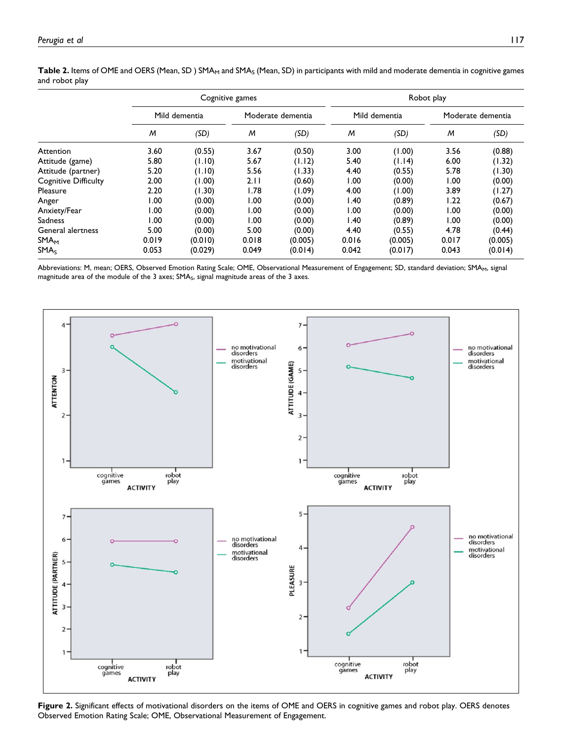**Table 2.** Items of OME and OERS (Mean, SD ) $SMA_M$ and $SMA_S$ (Mean, SD) in participants with mild and moderate dementia in cognitive games and robot play

| | Cognitive games | | | | Robot play | | | |
|---|---|---|---|---|---|---|---|---|
| | Mild dementia | | Moderate dementia | | Mild dementia | | Moderate dementia | |
| | *M* | *(SD)* | *M* | *(SD)* | *M* | *(SD)* | *M* | *(SD)* |
| Attention | 3.60 | (0.55) | 3.67 | (0.50) | 3.00 | (1.00) | 3.56 | (0.88) |
| Attitude (game) | 5.80 | (1.10) | 5.67 | (1.12) | 5.40 | (1.14) | 6.00 | (1.32) |
| Attitude (partner) | 5.20 | (1.10) | 5.56 | (1.33) | 4.40 | (0.55) | 5.78 | (1.30) |
| Cognitive Difficulty | 2.00 | (1.00) | 2.11 | (0.60) | 1.00 | (0.00) | 1.00 | (0.00) |
| Pleasure | 2.20 | (1.30) | 1.78 | (1.09) | 4.00 | (1.00) | 3.89 | (1.27) |
| Anger | 1.00 | (0.00) | 1.00 | (0.00) | 1.40 | (0.89) | 1.22 | (0.67) |
| Anxiety/Fear | 1.00 | (0.00) | 1.00 | (0.00) | 1.00 | (0.00) | 1.00 | (0.00) |
| Sadness | 1.00 | (0.00) | 1.00 | (0.00) | 1.40 | (0.89) | 1.00 | (0.00) |
| General alertness | 5.00 | (0.00) | 5.00 | (0.00) | 4.40 | (0.55) | 4.78 | (0.44) |
| $SMA_M$ | 0.019 | (0.010) | 0.018 | (0.005) | 0.016 | (0.005) | 0.017 | (0.005) |
| $SMA_S$ | 0.053 | (0.029) | 0.049 | (0.014) | 0.042 | (0.017) | 0.043 | (0.014) |

Abbreviations: M, mean; OERS, Observed Emotion Rating Scale; OME, Observational Measurement of Engagement; SD, standard deviation; $SMA_M$, signal magnitude area of the module of the 3 axes; $SMA_S$, signal magnitude areas of the 3 axes.

**Figure 2.** Significant effects of motivational disorders on the items of OME and OERS in cognitive games and robot play. OERS denotes Observed Emotion Rating Scale; OME, Observational Measurement of Engagement.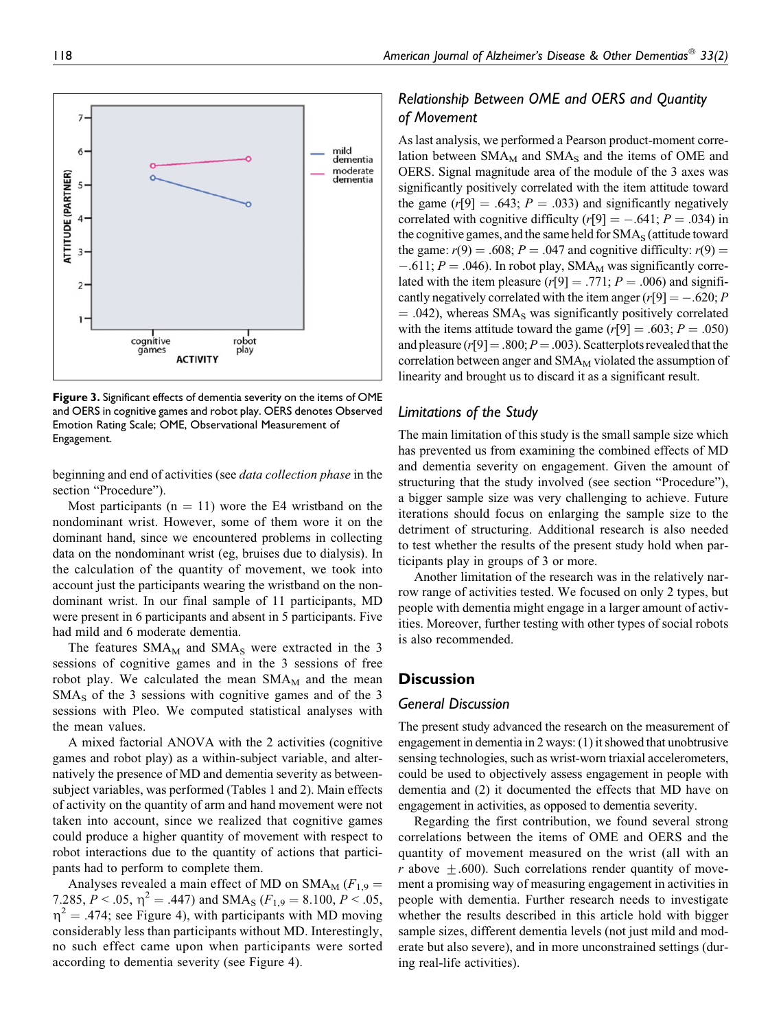Figure 3. Significant effects of dementia severity on the items of OME and OERS in cognitive games and robot play. OERS denotes Observed Emotion Rating Scale; OME, Observational Measurement of Engagement.

beginning and end of activities (see *data collection phase* in the section "Procedure").

Most participants (n = 11) wore the E4 wristband on the nondominant wrist. However, some of them wore it on the dominant hand, since we encountered problems in collecting data on the nondominant wrist (eg, bruises due to dialysis). In the calculation of the quantity of movement, we took into account just the participants wearing the wristband on the nondominant wrist. In our final sample of 11 participants, MD were present in 6 participants and absent in 5 participants. Five had mild and 6 moderate dementia.

The features $SMA_M$ and $SMA_S$ were extracted in the 3 sessions of cognitive games and in the 3 sessions of free robot play. We calculated the mean $SMA_M$ and the mean $SMA_S$ of the 3 sessions with cognitive games and of the 3 sessions with Pleo. We computed statistical analyses with the mean values.

A mixed factorial ANOVA with the 2 activities (cognitive games and robot play) as a within-subject variable, and alternatively the presence of MD and dementia severity as between-subject variables, was performed (Tables 1 and 2). Main effects of activity on the quantity of arm and hand movement were not taken into account, since we realized that cognitive games could produce a higher quantity of movement with respect to robot interactions due to the quantity of actions that participants had to perform to complete them.

Analyses revealed a main effect of MD on $SMA_M$ ($F_{1,9}$ = 7.285, $P < .05$, $\eta^2 = .447$) and $SMA_S$ ($F_{1,9}$ = 8.100, $P < .05$, $\eta^2 = .474$; see Figure 4), with participants with MD moving considerably less than participants without MD. Interestingly, no such effect came upon when participants were sorted according to dementia severity (see Figure 4).

### Relationship Between OME and OERS and Quantity of Movement

As last analysis, we performed a Pearson product-moment correlation between $SMA_M$ and $SMA_S$ and the items of OME and OERS. Signal magnitude area of the module of the 3 axes was significantly positively correlated with the item attitude toward the game ($r[9] = .643$; $P = .033$) and significantly negatively correlated with cognitive difficulty ($r[9] = -.641$; $P = .034$) in the cognitive games, and the same held for $SMA_S$ (attitude toward the game: $r(9) = .608$; $P = .047$ and cognitive difficulty: $r(9) = -.611$; $P = .046$). In robot play, $SMA_M$ was significantly correlated with the item pleasure ($r[9] = .771$; $P = .006$) and significantly negatively correlated with the item anger ($r[9] = -.620$; $P = .042$), whereas $SMA_S$ was significantly positively correlated with the items attitude toward the game ($r[9] = .603$; $P = .050$) and pleasure ($r[9] = .800$; $P = .003$). Scatterplots revealed that the correlation between anger and $SMA_M$ violated the assumption of linearity and brought us to discard it as a significant result.

### Limitations of the Study

The main limitation of this study is the small sample size which has prevented us from examining the combined effects of MD and dementia severity on engagement. Given the amount of structuring that the study involved (see section "Procedure"), a bigger sample size was very challenging to achieve. Future iterations should focus on enlarging the sample size to the detriment of structuring. Additional research is also needed to test whether the results of the present study hold when participants play in groups of 3 or more.

Another limitation of the research was in the relatively narrow range of activities tested. We focused on only 2 types, but people with dementia might engage in a larger amount of activities. Moreover, further testing with other types of social robots is also recommended.

## Discussion

### General Discussion

The present study advanced the research on the measurement of engagement in dementia in 2 ways: (1) it showed that unobtrusive sensing technologies, such as wrist-worn triaxial accelerometers, could be used to objectively assess engagement in people with dementia and (2) it documented the effects that MD have on engagement in activities, as opposed to dementia severity.

Regarding the first contribution, we found several strong correlations between the items of OME and OERS and the quantity of movement measured on the wrist (all with an $r$ above $\pm.600$). Such correlations render quantity of movement a promising way of measuring engagement in activities in people with dementia. Further research needs to investigate whether the results described in this article hold with bigger sample sizes, different dementia levels (not just mild and moderate but also severe), and in more unconstrained settings (during real-life activities).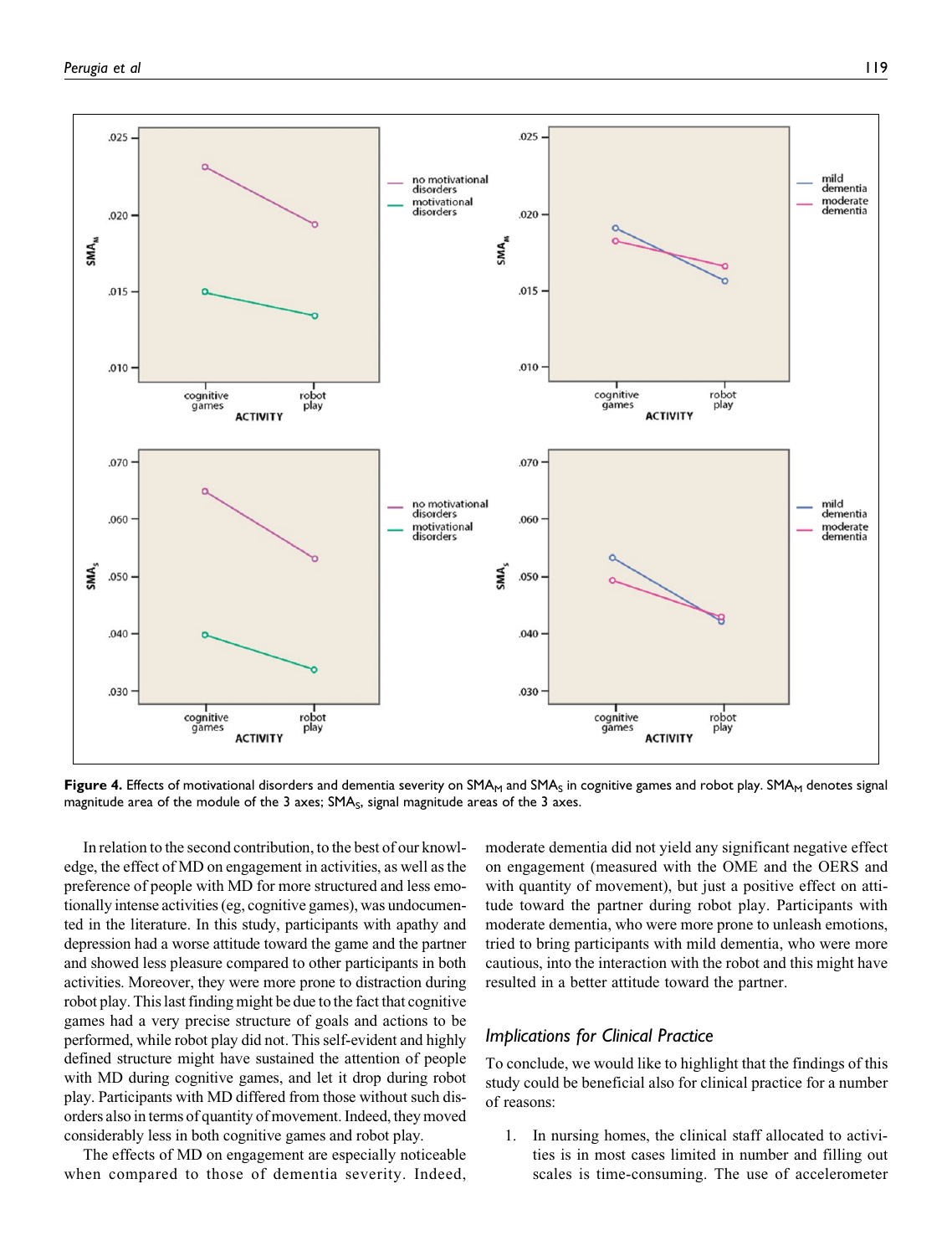Figure 4. Effects of motivational disorders and dementia severity on $SMA_M$ and $SMA_S$ in cognitive games and robot play. $SMA_M$ denotes signal magnitude area of the module of the 3 axes; $SMA_S$, signal magnitude areas of the 3 axes.

In relation to the second contribution, to the best of our knowledge, the effect of MD on engagement in activities, as well as the preference of people with MD for more structured and less emotionally intense activities (eg, cognitive games), was undocumented in the literature. In this study, participants with apathy and depression had a worse attitude toward the game and the partner and showed less pleasure compared to other participants in both activities. Moreover, they were more prone to distraction during robot play. This last finding might be due to the fact that cognitive games had a very precise structure of goals and actions to be performed, while robot play did not. This self-evident and highly defined structure might have sustained the attention of people with MD during cognitive games, and let it drop during robot play. Participants with MD differed from those without such disorders also in terms of quantity of movement. Indeed, they moved considerably less in both cognitive games and robot play.

The effects of MD on engagement are especially noticeable when compared to those of dementia severity. Indeed, moderate dementia did not yield any significant negative effect on engagement (measured with the OME and the OERS and with quantity of movement), but just a positive effect on attitude toward the partner during robot play. Participants with moderate dementia, who were more prone to unleash emotions, tried to bring participants with mild dementia, who were more cautious, into the interaction with the robot and this might have resulted in a better attitude toward the partner.

### Implications for Clinical Practice

To conclude, we would like to highlight that the findings of this study could be beneficial also for clinical practice for a number of reasons:

1. In nursing homes, the clinical staff allocated to activities is in most cases limited in number and filling out scales is time-consuming. The use of accelerometer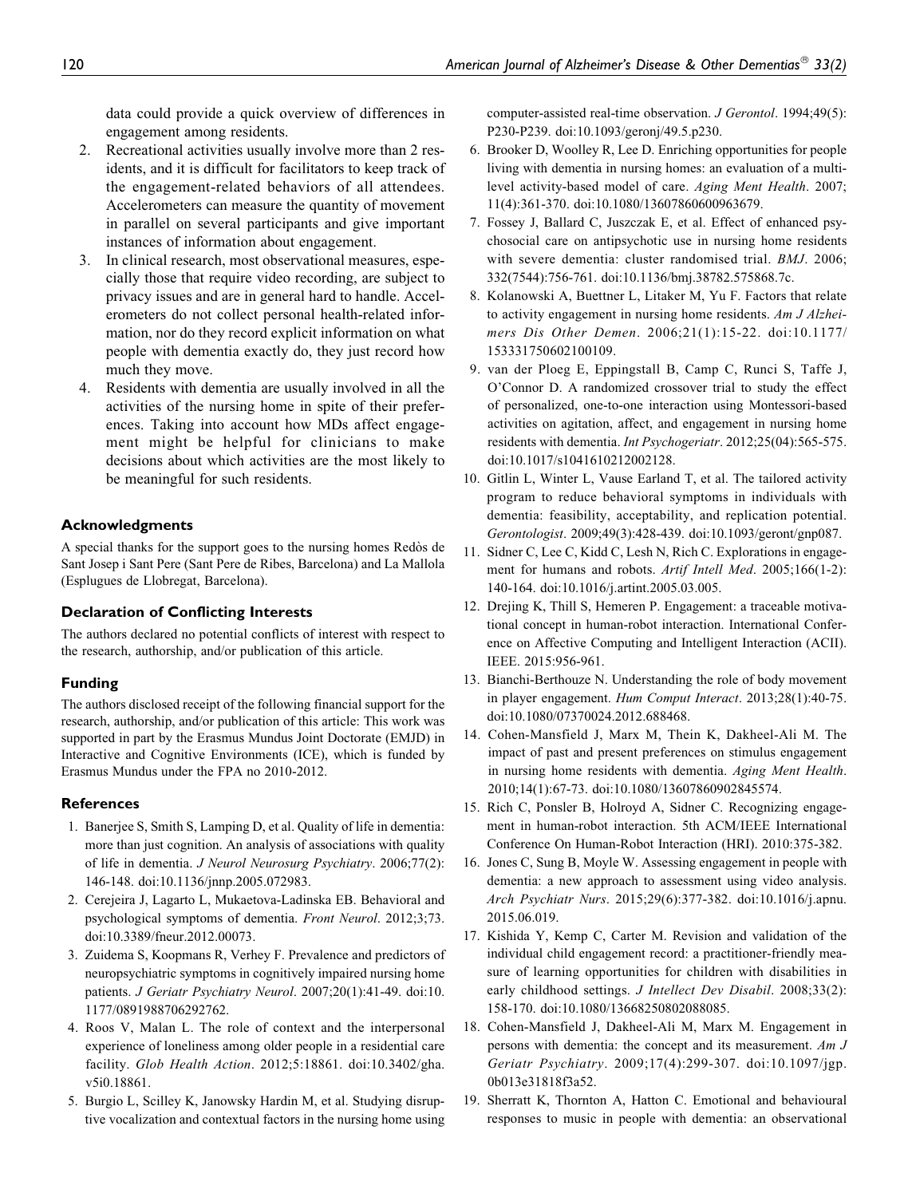data could provide a quick overview of differences in engagement among residents.

2. Recreational activities usually involve more than 2 residents, and it is difficult for facilitators to keep track of the engagement-related behaviors of all attendees. Accelerometers can measure the quantity of movement in parallel on several participants and give important instances of information about engagement.
3. In clinical research, most observational measures, especially those that require video recording, are subject to privacy issues and are in general hard to handle. Accelerometers do not collect personal health-related information, nor do they record explicit information on what people with dementia exactly do, they just record how much they move.
4. Residents with dementia are usually involved in all the activities of the nursing home in spite of their preferences. Taking into account how MDs affect engagement might be helpful for clinicians to make decisions about which activities are the most likely to be meaningful for such residents.

### Acknowledgments

A special thanks for the support goes to the nursing homes Redòs de Sant Josep i Sant Pere (Sant Pere de Ribes, Barcelona) and La Mallola (Esplugues de Llobregat, Barcelona).

### Declaration of Conflicting Interests

The authors declared no potential conflicts of interest with respect to the research, authorship, and/or publication of this article.

### Funding

The authors disclosed receipt of the following financial support for the research, authorship, and/or publication of this article: This work was supported in part by the Erasmus Mundus Joint Doctorate (EMJD) in Interactive and Cognitive Environments (ICE), which is funded by Erasmus Mundus under the FPA no 2010-2012.

### References

1. Banerjee S, Smith S, Lamping D, et al. Quality of life in dementia: more than just cognition. An analysis of associations with quality of life in dementia. *J Neurol Neurosurg Psychiatry*. 2006;77(2): 146-148. doi:10.1136/jnnp.2005.072983.
2. Cerejeira J, Lagarto L, Mukaetova-Ladinska EB. Behavioral and psychological symptoms of dementia. *Front Neurol*. 2012;3;73. doi:10.3389/fneur.2012.00073.
3. Zuidema S, Koopmans R, Verhey F. Prevalence and predictors of neuropsychiatric symptoms in cognitively impaired nursing home patients. *J Geriatr Psychiatry Neurol*. 2007;20(1):41-49. doi:10.1177/0891988706292762.
4. Roos V, Malan L. The role of context and the interpersonal experience of loneliness among older people in a residential care facility. *Glob Health Action*. 2012;5:18861. doi:10.3402/gha.v5i0.18861.
5. Burgio L, Scilley K, Janowsky Hardin M, et al. Studying disruptive vocalization and contextual factors in the nursing home using computer-assisted real-time observation. *J Gerontol*. 1994;49(5): P230-P239. doi:10.1093/geronj/49.5.p230.
6. Brooker D, Woolley R, Lee D. Enriching opportunities for people living with dementia in nursing homes: an evaluation of a multi-level activity-based model of care. *Aging Ment Health*. 2007; 11(4):361-370. doi:10.1080/13607860600963679.
7. Fossey J, Ballard C, Juszczak E, et al. Effect of enhanced psychosocial care on antipsychotic use in nursing home residents with severe dementia: cluster randomised trial. *BMJ*. 2006; 332(7544):756-761. doi:10.1136/bmj.38782.575868.7c.
8. Kolanowski A, Buettner L, Litaker M, Yu F. Factors that relate to activity engagement in nursing home residents. *Am J Alzheimers Dis Other Demen*. 2006;21(1):15-22. doi:10.1177/153331750602100109.
9. van der Ploeg E, Eppingstall B, Camp C, Runci S, Taffe J, O'Connor D. A randomized crossover trial to study the effect of personalized, one-to-one interaction using Montessori-based activities on agitation, affect, and engagement in nursing home residents with dementia. *Int Psychogeriatr*. 2012;25(04):565-575. doi:10.1017/s1041610212002128.
10. Gitlin L, Winter L, Vause Earland T, et al. The tailored activity program to reduce behavioral symptoms in individuals with dementia: feasibility, acceptability, and replication potential. *Gerontologist*. 2009;49(3):428-439. doi:10.1093/geront/gnp087.
11. Sidner C, Lee C, Kidd C, Lesh N, Rich C. Explorations in engagement for humans and robots. *Artif Intell Med*. 2005;166(1-2): 140-164. doi:10.1016/j.artint.2005.03.005.
12. Drejing K, Thill S, Hemeren P. Engagement: a traceable motivational concept in human-robot interaction. International Conference on Affective Computing and Intelligent Interaction (ACII). IEEE. 2015:956-961.
13. Bianchi-Berthouze N. Understanding the role of body movement in player engagement. *Hum Comput Interact*. 2013;28(1):40-75. doi:10.1080/07370024.2012.688468.
14. Cohen-Mansfield J, Marx M, Thein K, Dakheel-Ali M. The impact of past and present preferences on stimulus engagement in nursing home residents with dementia. *Aging Ment Health*. 2010;14(1):67-73. doi:10.1080/13607860902845574.
15. Rich C, Ponsler B, Holroyd A, Sidner C. Recognizing engagement in human-robot interaction. 5th ACM/IEEE International Conference On Human-Robot Interaction (HRI). 2010:375-382.
16. Jones C, Sung B, Moyle W. Assessing engagement in people with dementia: a new approach to assessment using video analysis. *Arch Psychiatr Nurs*. 2015;29(6):377-382. doi:10.1016/j.apnu.2015.06.019.
17. Kishida Y, Kemp C, Carter M. Revision and validation of the individual child engagement record: a practitioner-friendly measure of learning opportunities for children with disabilities in early childhood settings. *J Intellect Dev Disabil*. 2008;33(2): 158-170. doi:10.1080/13668250802088085.
18. Cohen-Mansfield J, Dakheel-Ali M, Marx M. Engagement in persons with dementia: the concept and its measurement. *Am J Geriatr Psychiatry*. 2009;17(4):299-307. doi:10.1097/jgp.0b013e31818f3a52.
19. Sherratt K, Thornton A, Hatton C. Emotional and behavioural responses to music in people with dementia: an observational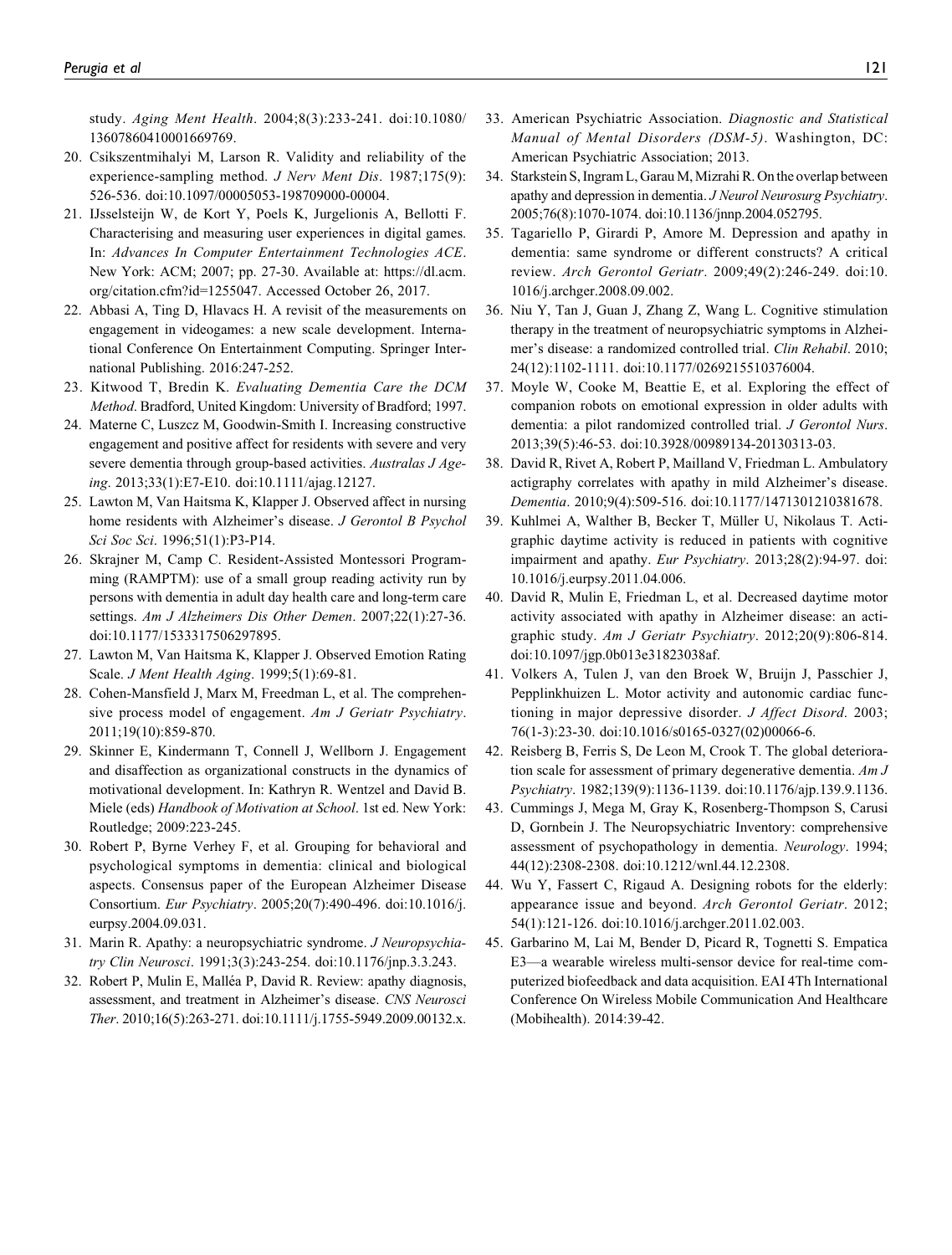study. *Aging Ment Health*. 2004;8(3):233-241. doi:10.1080/13607860410001669769.

20. Csikszentmihalyi M, Larson R. Validity and reliability of the experience-sampling method. *J Nerv Ment Dis*. 1987;175(9): 526-536. doi:10.1097/00005053-198709000-00004.
21. IJsselsteijn W, de Kort Y, Poels K, Jurgelionis A, Bellotti F. Characterising and measuring user experiences in digital games. In: *Advances In Computer Entertainment Technologies ACE*. New York: ACM; 2007; pp. 27-30. Available at: https://dl.acm.org/citation.cfm?id=1255047. Accessed October 26, 2017.
22. Abbasi A, Ting D, Hlavacs H. A revisit of the measurements on engagement in videogames: a new scale development. International Conference On Entertainment Computing. Springer International Publishing. 2016:247-252.
23. Kitwood T, Bredin K. *Evaluating Dementia Care the DCM Method*. Bradford, United Kingdom: University of Bradford; 1997.
24. Materne C, Luszcz M, Goodwin-Smith I. Increasing constructive engagement and positive affect for residents with severe and very severe dementia through group-based activities. *Australas J Ageing*. 2013;33(1):E7-E10. doi:10.1111/ajag.12127.
25. Lawton M, Van Haitsma K, Klapper J. Observed affect in nursing home residents with Alzheimer's disease. *J Gerontol B Psychol Sci Soc Sci*. 1996;51(1):P3-P14.
26. Skrajner M, Camp C. Resident-Assisted Montessori Programming (RAMPTM): use of a small group reading activity run by persons with dementia in adult day health care and long-term care settings. *Am J Alzheimers Dis Other Demen*. 2007;22(1):27-36. doi:10.1177/1533317506297895.
27. Lawton M, Van Haitsma K, Klapper J. Observed Emotion Rating Scale. *J Ment Health Aging*. 1999;5(1):69-81.
28. Cohen-Mansfield J, Marx M, Freedman L, et al. The comprehensive process model of engagement. *Am J Geriatr Psychiatry*. 2011;19(10):859-870.
29. Skinner E, Kindermann T, Connell J, Wellborn J. Engagement and disaffection as organizational constructs in the dynamics of motivational development. In: Kathryn R. Wentzel and David B. Miele (eds) *Handbook of Motivation at School*. 1st ed. New York: Routledge; 2009:223-245.
30. Robert P, Byrne Verhey F, et al. Grouping for behavioral and psychological symptoms in dementia: clinical and biological aspects. Consensus paper of the European Alzheimer Disease Consortium. *Eur Psychiatry*. 2005;20(7):490-496. doi:10.1016/j.eurpsy.2004.09.031.
31. Marin R. Apathy: a neuropsychiatric syndrome. *J Neuropsychiatry Clin Neurosci*. 1991;3(3):243-254. doi:10.1176/jnp.3.3.243.
32. Robert P, Mulin E, Malléa P, David R. Review: apathy diagnosis, assessment, and treatment in Alzheimer's disease. *CNS Neurosci Ther*. 2010;16(5):263-271. doi:10.1111/j.1755-5949.2009.00132.x.
33. American Psychiatric Association. *Diagnostic and Statistical Manual of Mental Disorders (DSM-5)*. Washington, DC: American Psychiatric Association; 2013.
34. Starkstein S, Ingram L, Garau M, Mizrahi R. On the overlap between apathy and depression in dementia. *J Neurol Neurosurg Psychiatry*. 2005;76(8):1070-1074. doi:10.1136/jnnp.2004.052795.
35. Tagariello P, Girardi P, Amore M. Depression and apathy in dementia: same syndrome or different constructs? A critical review. *Arch Gerontol Geriatr*. 2009;49(2):246-249. doi:10.1016/j.archger.2008.09.002.
36. Niu Y, Tan J, Guan J, Zhang Z, Wang L. Cognitive stimulation therapy in the treatment of neuropsychiatric symptoms in Alzheimer's disease: a randomized controlled trial. *Clin Rehabil*. 2010; 24(12):1102-1111. doi:10.1177/0269215510376004.
37. Moyle W, Cooke M, Beattie E, et al. Exploring the effect of companion robots on emotional expression in older adults with dementia: a pilot randomized controlled trial. *J Gerontol Nurs*. 2013;39(5):46-53. doi:10.3928/00989134-20130313-03.
38. David R, Rivet A, Robert P, Mailland V, Friedman L. Ambulatory actigraphy correlates with apathy in mild Alzheimer's disease. *Dementia*. 2010;9(4):509-516. doi:10.1177/1471301210381678.
39. Kuhlmei A, Walther B, Becker T, Müller U, Nikolaus T. Actigraphic daytime activity is reduced in patients with cognitive impairment and apathy. *Eur Psychiatry*. 2013;28(2):94-97. doi:10.1016/j.eurpsy.2011.04.006.
40. David R, Mulin E, Friedman L, et al. Decreased daytime motor activity associated with apathy in Alzheimer disease: an actigraphic study. *Am J Geriatr Psychiatry*. 2012;20(9):806-814. doi:10.1097/jgp.0b013e31823038af.
41. Volkers A, Tulen J, van den Broek W, Bruijn J, Passchier J, Pepplinkhuizen L. Motor activity and autonomic cardiac functioning in major depressive disorder. *J Affect Disord*. 2003; 76(1-3):23-30. doi:10.1016/s0165-0327(02)00066-6.
42. Reisberg B, Ferris S, De Leon M, Crook T. The global deterioration scale for assessment of primary degenerative dementia. *Am J Psychiatry*. 1982;139(9):1136-1139. doi:10.1176/ajp.139.9.1136.
43. Cummings J, Mega M, Gray K, Rosenberg-Thompson S, Carusi D, Gornbein J. The Neuropsychiatric Inventory: comprehensive assessment of psychopathology in dementia. *Neurology*. 1994; 44(12):2308-2308. doi:10.1212/wnl.44.12.2308.
44. Wu Y, Fassert C, Rigaud A. Designing robots for the elderly: appearance issue and beyond. *Arch Gerontol Geriatr*. 2012; 54(1):121-126. doi:10.1016/j.archger.2011.02.003.
45. Garbarino M, Lai M, Bender D, Picard R, Tognetti S. Empatica E3—a wearable wireless multi-sensor device for real-time computerized biofeedback and data acquisition. EAI 4Th International Conference On Wireless Mobile Communication And Healthcare (Mobihealth). 2014:39-42.